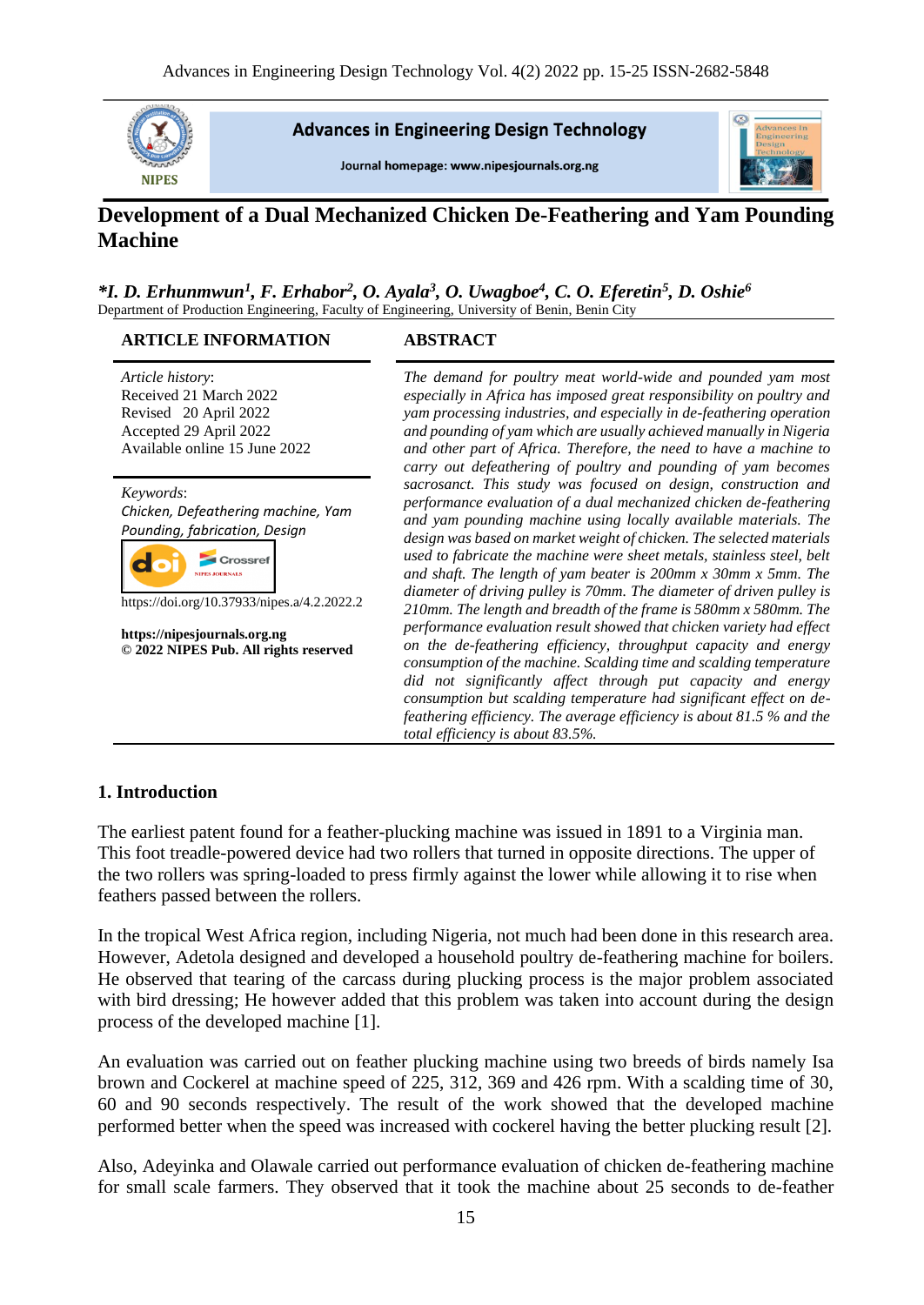# Development of a Dual Mechanized Chicken De-Feathering and Yam Pounding Machine

***I. D. Erhunmwun[1], F. Erhabor[2], O. Ayala[3], O. Uwagboe[4], C. O. Eferetin[5], D. Oshie[6]***

Department of Production Engineering, Faculty of Engineering, University of Benin, Benin City

## ARTICLE INFORMATION

*Article history*:
Received 21 March 2022
Revised 20 April 2022
Accepted 29 April 2022
Available online 15 June 2022

*Keywords*:
*Chicken, Defeathering machine, Yam Pounding, fabrication, Design*

https://doi.org/10.37933/nipes.a/4.2.2022.2

**https://nipesjournals.org.ng**
**© 2022 NIPES Pub. All rights reserved**

## ABSTRACT

*The demand for poultry meat world-wide and pounded yam most especially in Africa has imposed great responsibility on poultry and yam processing industries, and especially in de-feathering operation and pounding of yam which are usually achieved manually in Nigeria and other part of Africa. Therefore, the need to have a machine to carry out defeathering of poultry and pounding of yam becomes sacrosanct. This study was focused on design, construction and performance evaluation of a dual mechanized chicken de-feathering and yam pounding machine using locally available materials. The design was based on market weight of chicken. The selected materials used to fabricate the machine were sheet metals, stainless steel, belt and shaft. The length of yam beater is 200mm x 30mm x 5mm. The diameter of driving pulley is 70mm. The diameter of driven pulley is 210mm. The length and breadth of the frame is 580mm x 580mm. The performance evaluation result showed that chicken variety had effect on the de-feathering efficiency, throughput capacity and energy consumption of the machine. Scalding time and scalding temperature did not significantly affect through put capacity and energy consumption but scalding temperature had significant effect on de-feathering efficiency. The average efficiency is about 81.5 % and the total efficiency is about 83.5%.*

## 1. Introduction

The earliest patent found for a feather-plucking machine was issued in 1891 to a Virginia man. This foot treadle-powered device had two rollers that turned in opposite directions. The upper of the two rollers was spring-loaded to press firmly against the lower while allowing it to rise when feathers passed between the rollers.

In the tropical West Africa region, including Nigeria, not much had been done in this research area. However, Adetola designed and developed a household poultry de-feathering machine for boilers. He observed that tearing of the carcass during plucking process is the major problem associated with bird dressing; He however added that this problem was taken into account during the design process of the developed machine [1].

An evaluation was carried out on feather plucking machine using two breeds of birds namely Isa brown and Cockerel at machine speed of 225, 312, 369 and 426 rpm. With a scalding time of 30, 60 and 90 seconds respectively. The result of the work showed that the developed machine performed better when the speed was increased with cockerel having the better plucking result [2].

Also, Adeyinka and Olawale carried out performance evaluation of chicken de-feathering machine for small scale farmers. They observed that it took the machine about 25 seconds to de-feather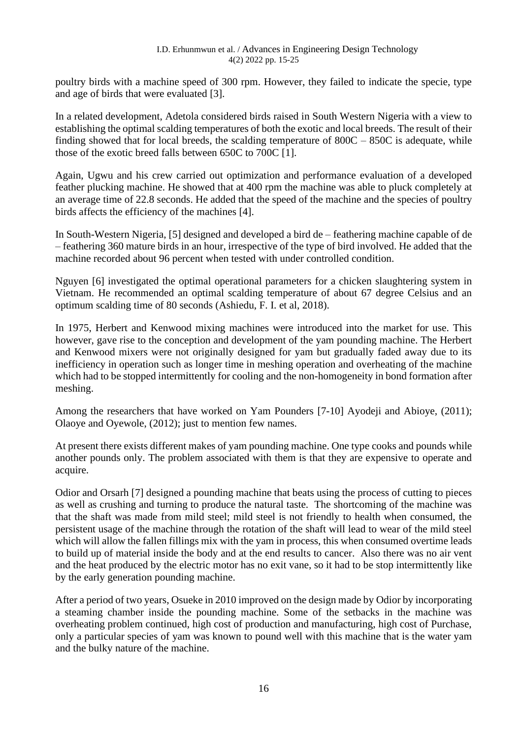poultry birds with a machine speed of 300 rpm. However, they failed to indicate the specie, type and age of birds that were evaluated [3].

In a related development, Adetola considered birds raised in South Western Nigeria with a view to establishing the optimal scalding temperatures of both the exotic and local breeds. The result of their finding showed that for local breeds, the scalding temperature of 800C – 850C is adequate, while those of the exotic breed falls between 650C to 700C [1].

Again, Ugwu and his crew carried out optimization and performance evaluation of a developed feather plucking machine. He showed that at 400 rpm the machine was able to pluck completely at an average time of 22.8 seconds. He added that the speed of the machine and the species of poultry birds affects the efficiency of the machines [4].

In South-Western Nigeria, [5] designed and developed a bird de – feathering machine capable of de – feathering 360 mature birds in an hour, irrespective of the type of bird involved. He added that the machine recorded about 96 percent when tested with under controlled condition.

Nguyen [6] investigated the optimal operational parameters for a chicken slaughtering system in Vietnam. He recommended an optimal scalding temperature of about 67 degree Celsius and an optimum scalding time of 80 seconds (Ashiedu, F. I. et al, 2018).

In 1975, Herbert and Kenwood mixing machines were introduced into the market for use. This however, gave rise to the conception and development of the yam pounding machine. The Herbert and Kenwood mixers were not originally designed for yam but gradually faded away due to its inefficiency in operation such as longer time in meshing operation and overheating of the machine which had to be stopped intermittently for cooling and the non-homogeneity in bond formation after meshing.

Among the researchers that have worked on Yam Pounders [7-10] Ayodeji and Abioye, (2011); Olaoye and Oyewole, (2012); just to mention few names.

At present there exists different makes of yam pounding machine. One type cooks and pounds while another pounds only. The problem associated with them is that they are expensive to operate and acquire.

Odior and Orsarh [7] designed a pounding machine that beats using the process of cutting to pieces as well as crushing and turning to produce the natural taste. The shortcoming of the machine was that the shaft was made from mild steel; mild steel is not friendly to health when consumed, the persistent usage of the machine through the rotation of the shaft will lead to wear of the mild steel which will allow the fallen fillings mix with the yam in process, this when consumed overtime leads to build up of material inside the body and at the end results to cancer. Also there was no air vent and the heat produced by the electric motor has no exit vane, so it had to be stop intermittently like by the early generation pounding machine.

After a period of two years, Osueke in 2010 improved on the design made by Odior by incorporating a steaming chamber inside the pounding machine. Some of the setbacks in the machine was overheating problem continued, high cost of production and manufacturing, high cost of Purchase, only a particular species of yam was known to pound well with this machine that is the water yam and the bulky nature of the machine.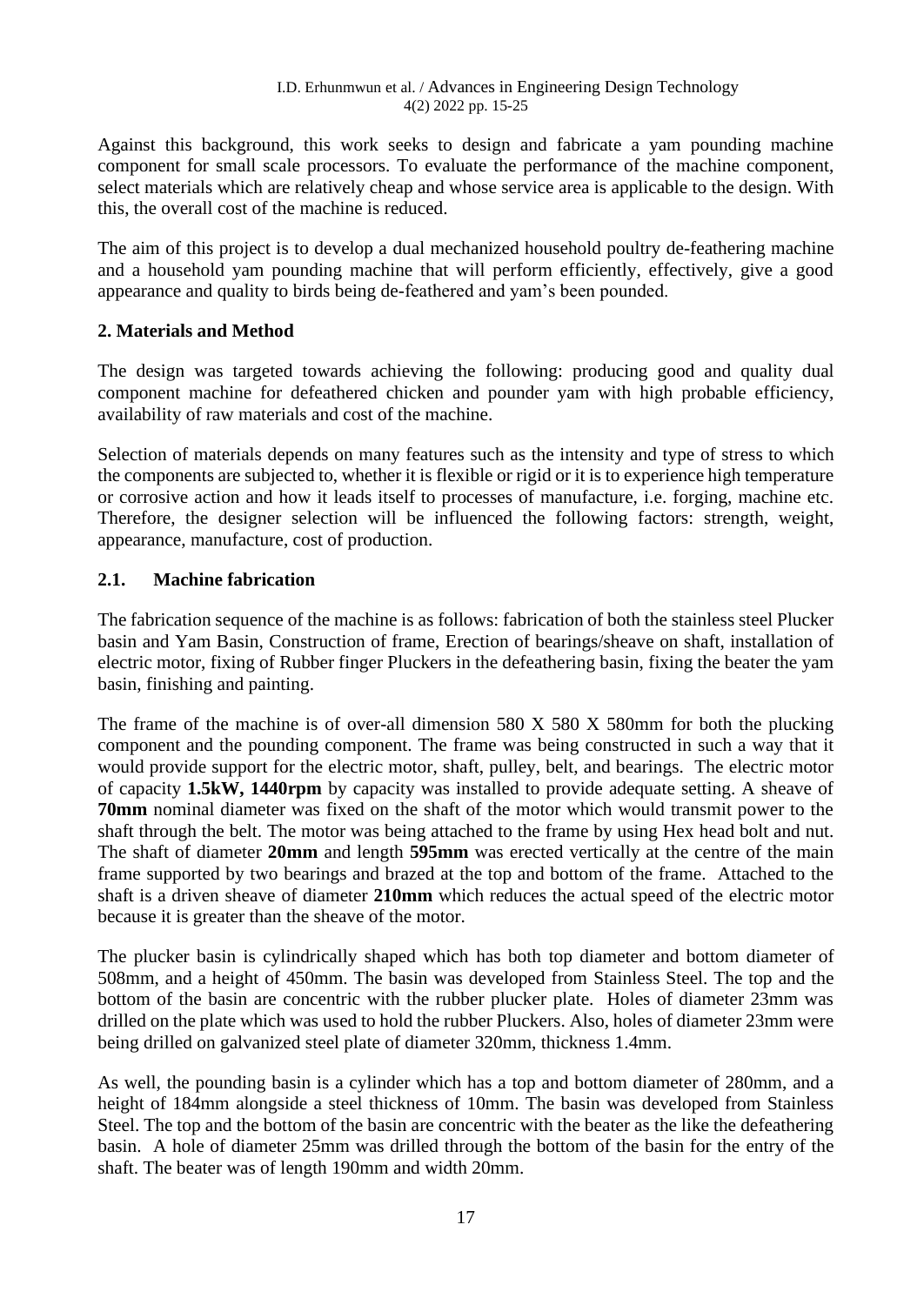Against this background, this work seeks to design and fabricate a yam pounding machine component for small scale processors. To evaluate the performance of the machine component, select materials which are relatively cheap and whose service area is applicable to the design. With this, the overall cost of the machine is reduced.

The aim of this project is to develop a dual mechanized household poultry de-feathering machine and a household yam pounding machine that will perform efficiently, effectively, give a good appearance and quality to birds being de-feathered and yam's been pounded.

## 2. Materials and Method

The design was targeted towards achieving the following: producing good and quality dual component machine for defeathered chicken and pounder yam with high probable efficiency, availability of raw materials and cost of the machine.

Selection of materials depends on many features such as the intensity and type of stress to which the components are subjected to, whether it is flexible or rigid or it is to experience high temperature or corrosive action and how it leads itself to processes of manufacture, i.e. forging, machine etc. Therefore, the designer selection will be influenced the following factors: strength, weight, appearance, manufacture, cost of production.

### 2.1. Machine fabrication

The fabrication sequence of the machine is as follows: fabrication of both the stainless steel Plucker basin and Yam Basin, Construction of frame, Erection of bearings/sheave on shaft, installation of electric motor, fixing of Rubber finger Pluckers in the defeathering basin, fixing the beater the yam basin, finishing and painting.

The frame of the machine is of over-all dimension 580 X 580 X 580mm for both the plucking component and the pounding component. The frame was being constructed in such a way that it would provide support for the electric motor, shaft, pulley, belt, and bearings. The electric motor of capacity **1.5kW, 1440rpm** by capacity was installed to provide adequate setting. A sheave of **70mm** nominal diameter was fixed on the shaft of the motor which would transmit power to the shaft through the belt. The motor was being attached to the frame by using Hex head bolt and nut. The shaft of diameter **20mm** and length **595mm** was erected vertically at the centre of the main frame supported by two bearings and brazed at the top and bottom of the frame. Attached to the shaft is a driven sheave of diameter **210mm** which reduces the actual speed of the electric motor because it is greater than the sheave of the motor.

The plucker basin is cylindrically shaped which has both top diameter and bottom diameter of 508mm, and a height of 450mm. The basin was developed from Stainless Steel. The top and the bottom of the basin are concentric with the rubber plucker plate. Holes of diameter 23mm was drilled on the plate which was used to hold the rubber Pluckers. Also, holes of diameter 23mm were being drilled on galvanized steel plate of diameter 320mm, thickness 1.4mm.

As well, the pounding basin is a cylinder which has a top and bottom diameter of 280mm, and a height of 184mm alongside a steel thickness of 10mm. The basin was developed from Stainless Steel. The top and the bottom of the basin are concentric with the beater as the like the defeathering basin. A hole of diameter 25mm was drilled through the bottom of the basin for the entry of the shaft. The beater was of length 190mm and width 20mm.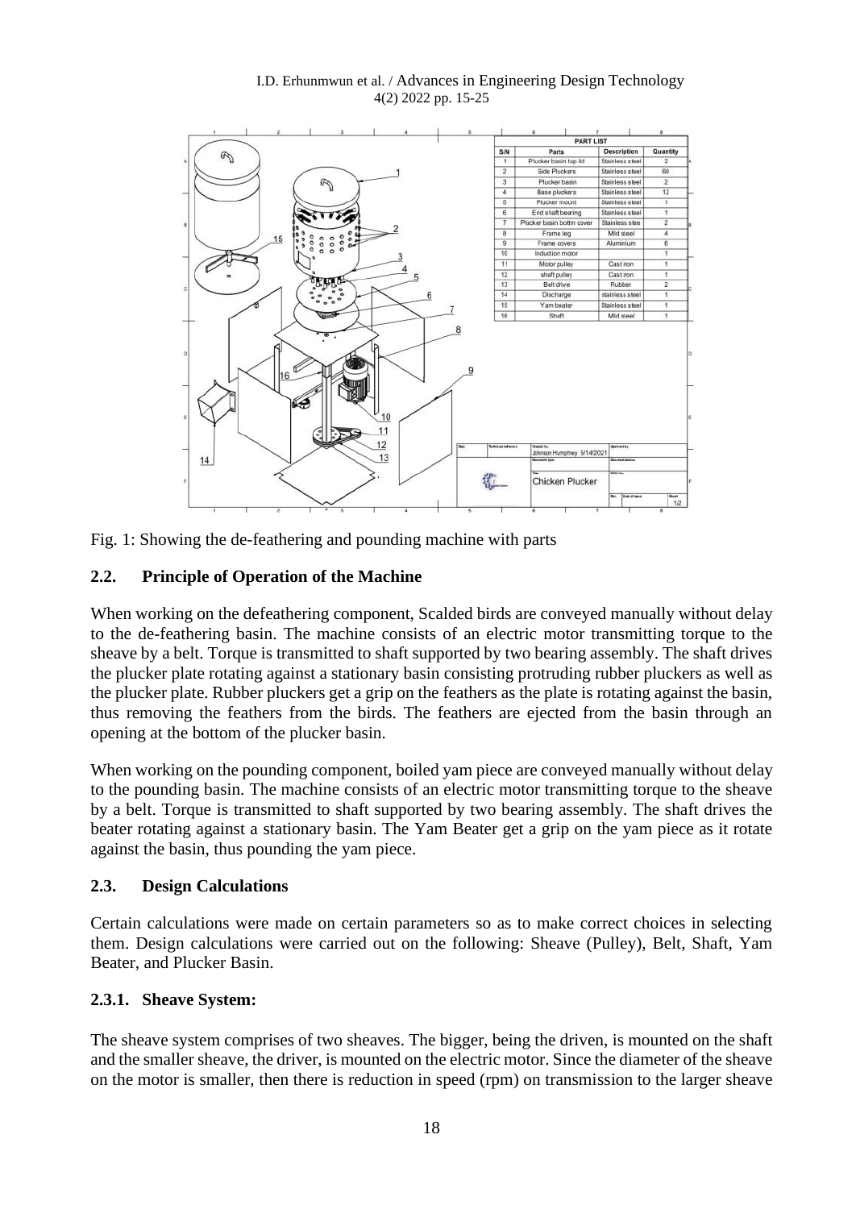| S/N | Parts | Description | Quantity |
|---|---|---|---|
| 1 | Plucker basin top lid | Stainless steel | 2 |
| 2 | Side Pluckers | Stainless steel | 60 |
| 3 | Plucker basin | Stainless steel | 2 |
| 4 | Base pluckers | Stainless steel | 12 |
| 5 | Plucker mount | Stainless steel | 1 |
| 6 | End shaft bearing | Stainless steel | 1 |
| 7 | Plucker basin bottm cover | Stainless stee | 2 |
| 8 | Frame leg | Mild steel | 4 |
| 9 | Frame covers | Aluminium | 6 |
| 10 | Induction motor | | 1 |
| 11 | Motor pulley | Cast iron | 1 |
| 12 | shaft pulley | Cast iron | 1 |
| 13 | Belt drive | Rubber | 2 |
| 14 | Discharge | stainless steel | 1 |
| 15 | Yam beater | Stainless steel | 1 |
| 16 | Shaft | Mild steel | 1 |

Fig. 1: Showing the de-feathering and pounding machine with parts

## 2.2. Principle of Operation of the Machine

When working on the defeathering component, Scalded birds are conveyed manually without delay to the de-feathering basin. The machine consists of an electric motor transmitting torque to the sheave by a belt. Torque is transmitted to shaft supported by two bearing assembly. The shaft drives the plucker plate rotating against a stationary basin consisting protruding rubber pluckers as well as the plucker plate. Rubber pluckers get a grip on the feathers as the plate is rotating against the basin, thus removing the feathers from the birds. The feathers are ejected from the basin through an opening at the bottom of the plucker basin.

When working on the pounding component, boiled yam piece are conveyed manually without delay to the pounding basin. The machine consists of an electric motor transmitting torque to the sheave by a belt. Torque is transmitted to shaft supported by two bearing assembly. The shaft drives the beater rotating against a stationary basin. The Yam Beater get a grip on the yam piece as it rotate against the basin, thus pounding the yam piece.

## 2.3. Design Calculations

Certain calculations were made on certain parameters so as to make correct choices in selecting them. Design calculations were carried out on the following: Sheave (Pulley), Belt, Shaft, Yam Beater, and Plucker Basin.

### 2.3.1. Sheave System:

The sheave system comprises of two sheaves. The bigger, being the driven, is mounted on the shaft and the smaller sheave, the driver, is mounted on the electric motor. Since the diameter of the sheave on the motor is smaller, then there is reduction in speed (rpm) on transmission to the larger sheave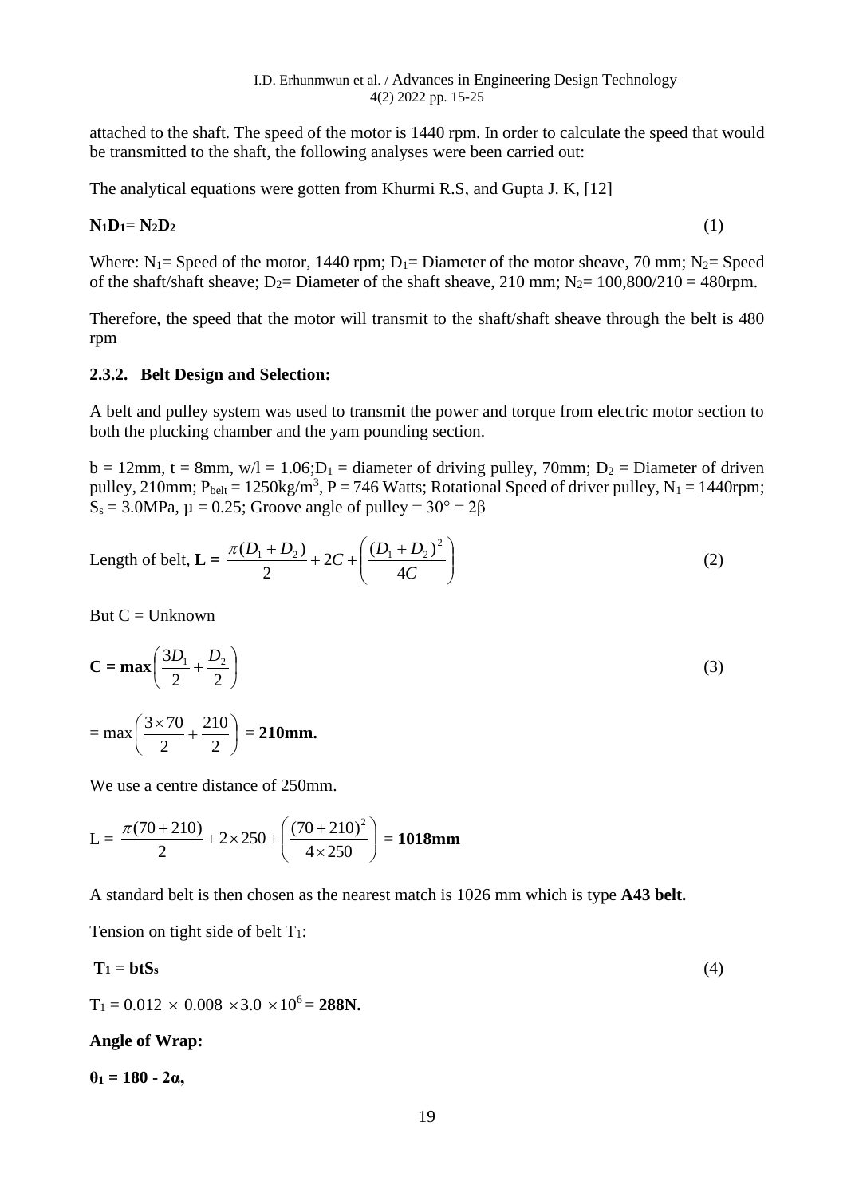attached to the shaft. The speed of the motor is 1440 rpm. In order to calculate the speed that would be transmitted to the shaft, the following analyses were been carried out:

The analytical equations were gotten from Khurmi R.S, and Gupta J. K, [12]

$$\mathbf{N_1D_1 = N_2D_2} \tag{1}$$

Where: $N_1$= Speed of the motor, 1440 rpm; $D_1$= Diameter of the motor sheave, 70 mm; $N_2$= Speed of the shaft/shaft sheave; $D_2$= Diameter of the shaft sheave, 210 mm; $N_2$= 100,800/210 = 480rpm.

Therefore, the speed that the motor will transmit to the shaft/shaft sheave through the belt is 480 rpm

### 2.3.2. Belt Design and Selection:

A belt and pulley system was used to transmit the power and torque from electric motor section to both the plucking chamber and the yam pounding section.

b = 12mm, t = 8mm, w/l = 1.06; $D_1$ = diameter of driving pulley, 70mm; $D_2$ = Diameter of driven pulley, 210mm; $P_{belt}$ = 1250kg/m$^3$, P = 746 Watts; Rotational Speed of driver pulley, $N_1$ = 1440rpm; $S_s$ = 3.0MPa, μ = 0.25; Groove angle of pulley = 30° = 2β

$$\text{Length of belt, } \mathbf{L} = \frac{\pi(D_1 + D_2)}{2} + 2C + \left(\frac{(D_1 + D_2)^2}{4C}\right) \tag{2}$$

But C = Unknown

$$\mathbf{C} = \mathbf{max}\left(\frac{3D_1}{2} + \frac{D_2}{2}\right) \tag{3}$$

$$= \max\left(\frac{3 \times 70}{2} + \frac{210}{2}\right) = \mathbf{210mm.}$$

We use a centre distance of 250mm.

$$\text{L} = \frac{\pi(70 + 210)}{2} + 2 \times 250 + \left(\frac{(70 + 210)^2}{4 \times 250}\right) = \mathbf{1018mm}$$

A standard belt is then chosen as the nearest match is 1026 mm which is type **A43 belt.**

Tension on tight side of belt $T_1$:

$$\mathbf{T_1 = btS_s} \tag{4}$$

$T_1 = 0.012 \times 0.008 \times 3.0 \times 10^6 = \mathbf{288N.}$

**Angle of Wrap:**

$\boldsymbol{\theta_1 = 180 - 2\alpha,}$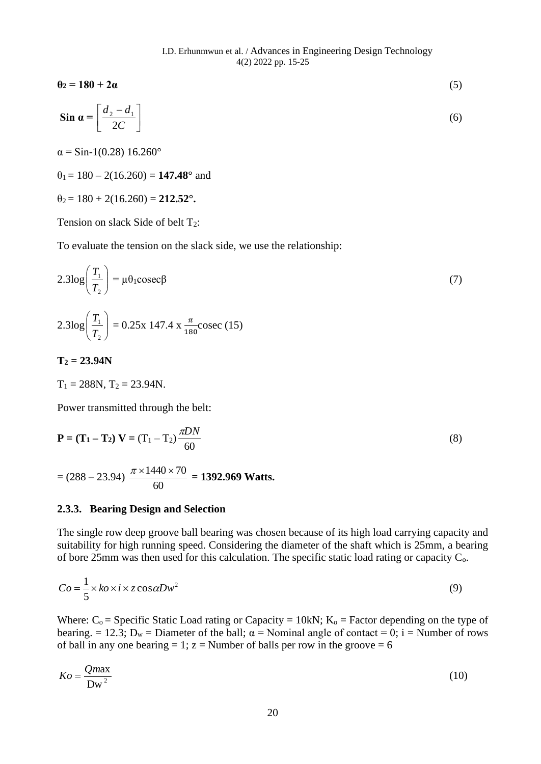$$\theta_2 = 180 + 2\alpha \tag{5}$$

$$\text{Sin } \alpha = \left[\frac{d_2 - d_1}{2C}\right] \tag{6}$$

$\alpha$ = Sin-1(0.28) 16.260°

$\theta_1 = 180 - 2(16.260) =$ **147.48°** and

$\theta_2 = 180 + 2(16.260) =$ **212.52°.**

Tension on slack Side of belt $T_2$:

To evaluate the tension on the slack side, we use the relationship:

$$2.3\log\left(\frac{T_1}{T_2}\right) = \mu\theta_1\text{cosec}\beta \tag{7}$$

$$2.3\log\left(\frac{T_1}{T_2}\right) = 0.25\text{x } 147.4 \text{ x } \frac{\pi}{180}\text{cosec } (15)$$

$\mathbf{T_2 = 23.94N}$

$T_1 = 288\text{N}$, $T_2 = 23.94\text{N}$.

Power transmitted through the belt:

$$\mathbf{P = (T_1 - T_2)\ V} = (T_1 - T_2)\frac{\pi DN}{60} \tag{8}$$

$$= (288 - 23.94)\ \frac{\pi \times 1440 \times 70}{60} = \mathbf{1392.969\ Watts.}$$

### 2.3.3. Bearing Design and Selection

The single row deep groove ball bearing was chosen because of its high load carrying capacity and suitability for high running speed. Considering the diameter of the shaft which is 25mm, a bearing of bore 25mm was then used for this calculation. The specific static load rating or capacity $C_o$.

$$Co = \frac{1}{5} \times ko \times i \times z\cos\alpha Dw^2 \tag{9}$$

Where: $C_o$ = Specific Static Load rating or Capacity = 10kN; $K_o$ = Factor depending on the type of bearing. = 12.3; $D_w$ = Diameter of the ball; $\alpha$ = Nominal angle of contact = 0; i = Number of rows of ball in any one bearing = 1; z = Number of balls per row in the groove = 6

$$Ko = \frac{Q\max}{\text{Dw}^2} \tag{10}$$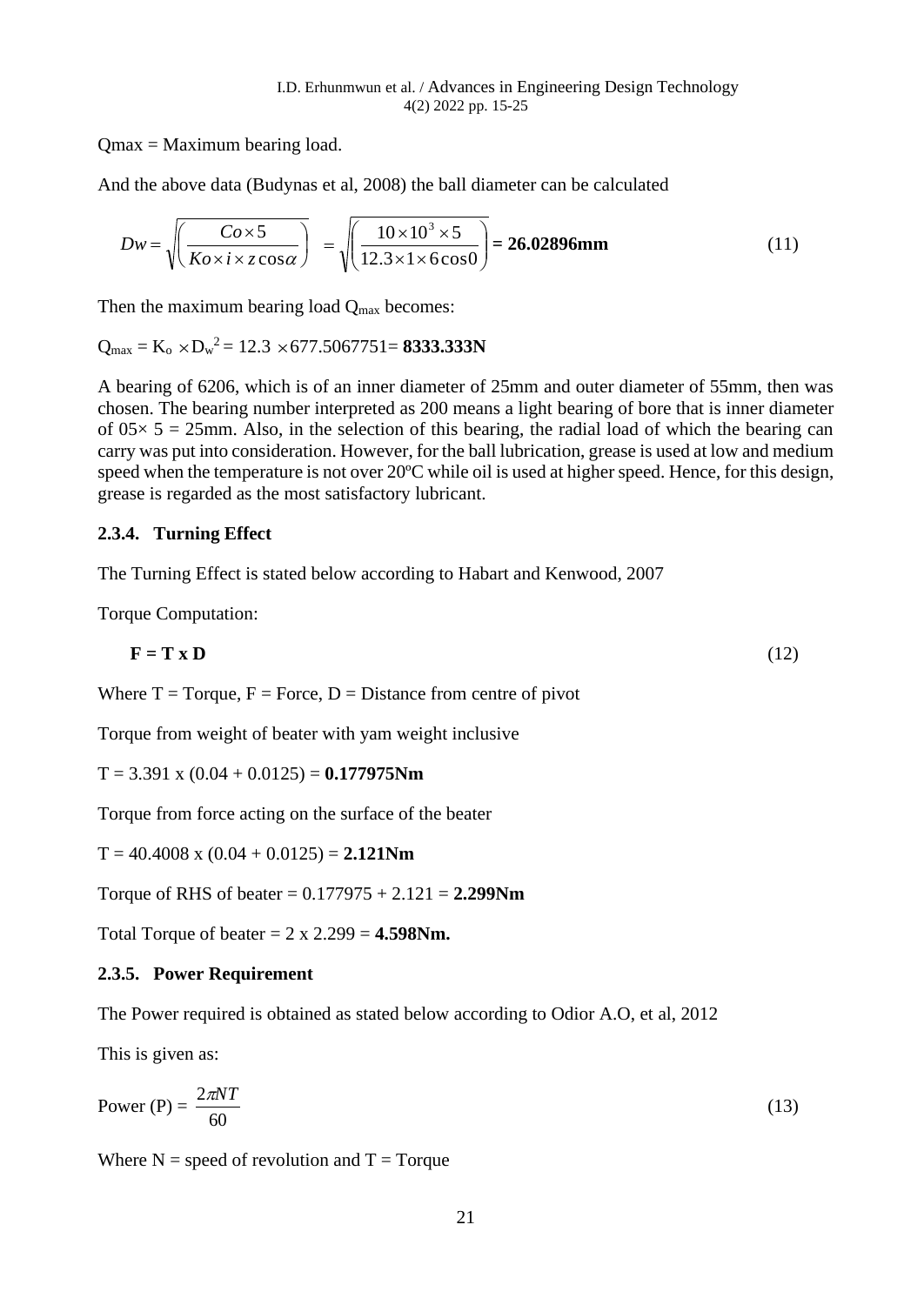Qmax = Maximum bearing load.

And the above data (Budynas et al, 2008) the ball diameter can be calculated

$$Dw = \sqrt{\left(\frac{Co \times 5}{Ko \times i \times z \cos\alpha}\right)} = \sqrt{\left(\frac{10 \times 10^3 \times 5}{12.3 \times 1 \times 6 \cos 0}\right)} = \mathbf{26.02896mm} \tag{11}$$

Then the maximum bearing load $Q_{max}$ becomes:

$Q_{max} = K_o \times D_w^2 = 12.3 \times 677.5067751 =$ **8333.333N**

A bearing of 6206, which is of an inner diameter of 25mm and outer diameter of 55mm, then was chosen. The bearing number interpreted as 200 means a light bearing of bore that is inner diameter of $05 \times 5 = 25$mm. Also, in the selection of this bearing, the radial load of which the bearing can carry was put into consideration. However, for the ball lubrication, grease is used at low and medium speed when the temperature is not over 20ºC while oil is used at higher speed. Hence, for this design, grease is regarded as the most satisfactory lubricant.

### 2.3.4. Turning Effect

The Turning Effect is stated below according to Habart and Kenwood, 2007

Torque Computation:

$$\mathbf{F = T \times D} \tag{12}$$

Where T = Torque, F = Force, D = Distance from centre of pivot

Torque from weight of beater with yam weight inclusive

T = 3.391 x (0.04 + 0.0125) = **0.177975Nm**

Torque from force acting on the surface of the beater

T = 40.4008 x (0.04 + 0.0125) = **2.121Nm**

Torque of RHS of beater = 0.177975 + 2.121 = **2.299Nm**

Total Torque of beater = 2 x 2.299 = **4.598Nm.**

### 2.3.5. Power Requirement

The Power required is obtained as stated below according to Odior A.O, et al, 2012

This is given as:

$$\text{Power (P)} = \frac{2\pi NT}{60} \tag{13}$$

Where N = speed of revolution and T = Torque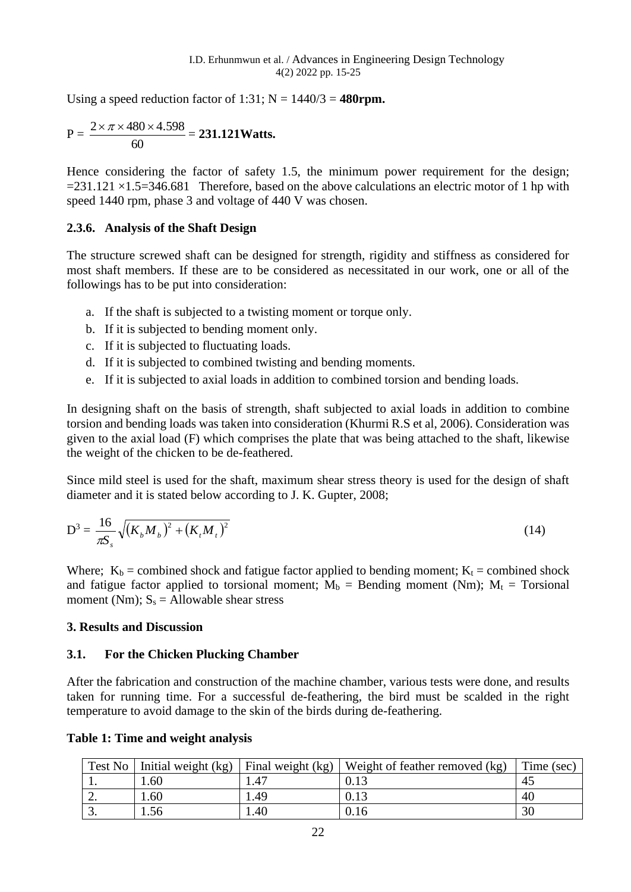Using a speed reduction factor of 1:31; N = 1440/3 = **480rpm.**

P = $\frac{2\times\pi\times480\times4.598}{60}$ = **231.121Watts.**

Hence considering the factor of safety 1.5, the minimum power requirement for the design; =231.121 ×1.5=346.681 Therefore, based on the above calculations an electric motor of 1 hp with speed 1440 rpm, phase 3 and voltage of 440 V was chosen.

### 2.3.6. Analysis of the Shaft Design

The structure screwed shaft can be designed for strength, rigidity and stiffness as considered for most shaft members. If these are to be considered as necessitated in our work, one or all of the followings has to be put into consideration:

a. If the shaft is subjected to a twisting moment or torque only.
b. If it is subjected to bending moment only.
c. If it is subjected to fluctuating loads.
d. If it is subjected to combined twisting and bending moments.
e. If it is subjected to axial loads in addition to combined torsion and bending loads.

In designing shaft on the basis of strength, shaft subjected to axial loads in addition to combine torsion and bending loads was taken into consideration (Khurmi R.S et al, 2006). Consideration was given to the axial load (F) which comprises the plate that was being attached to the shaft, likewise the weight of the chicken to be de-feathered.

Since mild steel is used for the shaft, maximum shear stress theory is used for the design of shaft diameter and it is stated below according to J. K. Gupter, 2008;

$$D^3 = \frac{16}{\pi S_s}\sqrt{\left(K_b M_b\right)^2 + \left(K_t M_t\right)^2} \tag{14}$$

Where; $K_b$ = combined shock and fatigue factor applied to bending moment; $K_t$ = combined shock and fatigue factor applied to torsional moment; $M_b$ = Bending moment (Nm); $M_t$ = Torsional moment (Nm); $S_s$ = Allowable shear stress

## 3. Results and Discussion

### 3.1. For the Chicken Plucking Chamber

After the fabrication and construction of the machine chamber, various tests were done, and results taken for running time. For a successful de-feathering, the bird must be scalded in the right temperature to avoid damage to the skin of the birds during de-feathering.

**Table 1: Time and weight analysis**

| Test No | Initial weight (kg) | Final weight (kg) | Weight of feather removed (kg) | Time (sec) |
|---|---|---|---|---|
| 1. | 1.60 | 1.47 | 0.13 | 45 |
| 2. | 1.60 | 1.49 | 0.13 | 40 |
| 3. | 1.56 | 1.40 | 0.16 | 30 |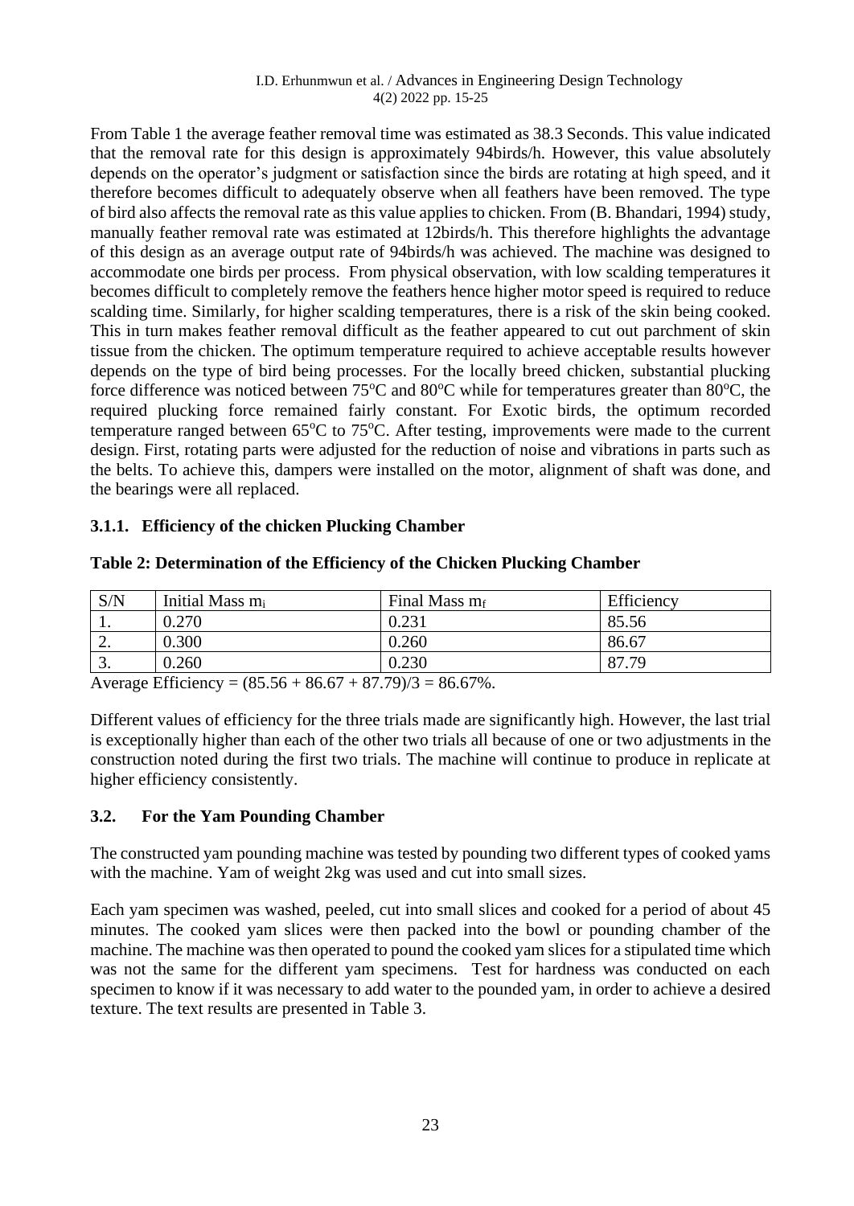From Table 1 the average feather removal time was estimated as 38.3 Seconds. This value indicated that the removal rate for this design is approximately 94birds/h. However, this value absolutely depends on the operator's judgment or satisfaction since the birds are rotating at high speed, and it therefore becomes difficult to adequately observe when all feathers have been removed. The type of bird also affects the removal rate as this value applies to chicken. From (B. Bhandari, 1994) study, manually feather removal rate was estimated at 12birds/h. This therefore highlights the advantage of this design as an average output rate of 94birds/h was achieved. The machine was designed to accommodate one birds per process. From physical observation, with low scalding temperatures it becomes difficult to completely remove the feathers hence higher motor speed is required to reduce scalding time. Similarly, for higher scalding temperatures, there is a risk of the skin being cooked. This in turn makes feather removal difficult as the feather appeared to cut out parchment of skin tissue from the chicken. The optimum temperature required to achieve acceptable results however depends on the type of bird being processes. For the locally breed chicken, substantial plucking force difference was noticed between 75°C and 80°C while for temperatures greater than 80°C, the required plucking force remained fairly constant. For Exotic birds, the optimum recorded temperature ranged between 65°C to 75°C. After testing, improvements were made to the current design. First, rotating parts were adjusted for the reduction of noise and vibrations in parts such as the belts. To achieve this, dampers were installed on the motor, alignment of shaft was done, and the bearings were all replaced.

#### 3.1.1. Efficiency of the chicken Plucking Chamber

**Table 2: Determination of the Efficiency of the Chicken Plucking Chamber**

| S/N | Initial Mass $m_i$ | Final Mass $m_f$ | Efficiency |
|---|---|---|---|
| 1. | 0.270 | 0.231 | 85.56 |
| 2. | 0.300 | 0.260 | 86.67 |
| 3. | 0.260 | 0.230 | 87.79 |

Average Efficiency = (85.56 + 86.67 + 87.79)/3 = 86.67%.

Different values of efficiency for the three trials made are significantly high. However, the last trial is exceptionally higher than each of the other two trials all because of one or two adjustments in the construction noted during the first two trials. The machine will continue to produce in replicate at higher efficiency consistently.

### 3.2. For the Yam Pounding Chamber

The constructed yam pounding machine was tested by pounding two different types of cooked yams with the machine. Yam of weight 2kg was used and cut into small sizes.

Each yam specimen was washed, peeled, cut into small slices and cooked for a period of about 45 minutes. The cooked yam slices were then packed into the bowl or pounding chamber of the machine. The machine was then operated to pound the cooked yam slices for a stipulated time which was not the same for the different yam specimens. Test for hardness was conducted on each specimen to know if it was necessary to add water to the pounded yam, in order to achieve a desired texture. The text results are presented in Table 3.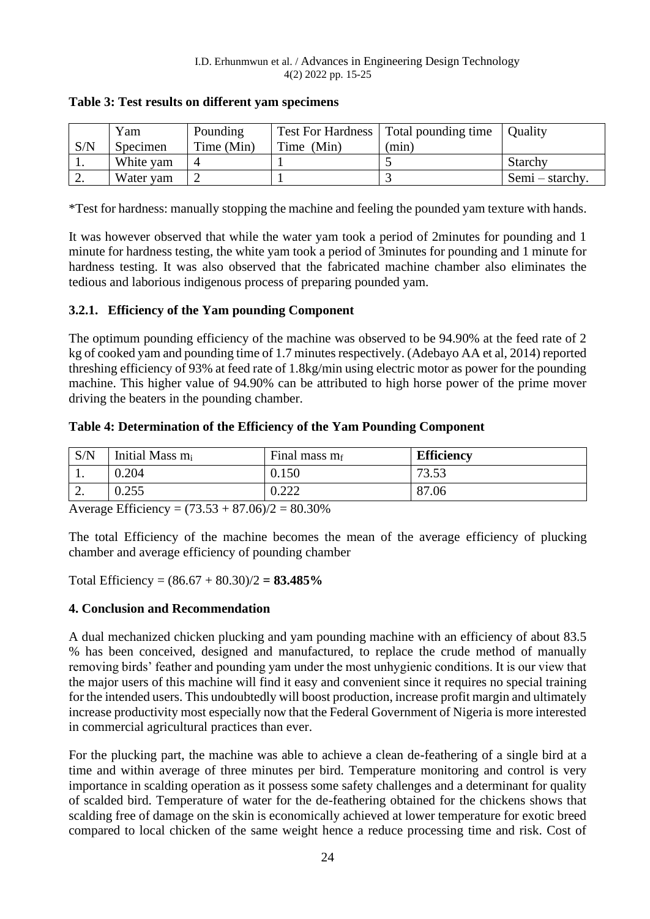**Table 3: Test results on different yam specimens**

| S/N | Yam Specimen | Pounding Time (Min) | Test For Hardness Time (Min) | Total pounding time (min) | Quality |
|---|---|---|---|---|---|
| 1. | White yam | 4 | 1 | 5 | Starchy |
| 2. | Water yam | 2 | 1 | 3 | Semi – starchy. |

*Test for hardness: manually stopping the machine and feeling the pounded yam texture with hands.

It was however observed that while the water yam took a period of 2minutes for pounding and 1 minute for hardness testing, the white yam took a period of 3minutes for pounding and 1 minute for hardness testing. It was also observed that the fabricated machine chamber also eliminates the tedious and laborious indigenous process of preparing pounded yam.

### 3.2.1. Efficiency of the Yam pounding Component

The optimum pounding efficiency of the machine was observed to be 94.90% at the feed rate of 2 kg of cooked yam and pounding time of 1.7 minutes respectively. (Adebayo AA et al, 2014) reported threshing efficiency of 93% at feed rate of 1.8kg/min using electric motor as power for the pounding machine. This higher value of 94.90% can be attributed to high horse power of the prime mover driving the beaters in the pounding chamber.

**Table 4: Determination of the Efficiency of the Yam Pounding Component**

| S/N | Initial Mass $m_i$ | Final mass $m_f$ | **Efficiency** |
|---|---|---|---|
| 1. | 0.204 | 0.150 | 73.53 |
| 2. | 0.255 | 0.222 | 87.06 |

Average Efficiency = (73.53 + 87.06)/2 = 80.30%

The total Efficiency of the machine becomes the mean of the average efficiency of plucking chamber and average efficiency of pounding chamber

Total Efficiency = (86.67 + 80.30)/2 **= 83.485%**

## 4. Conclusion and Recommendation

A dual mechanized chicken plucking and yam pounding machine with an efficiency of about 83.5 % has been conceived, designed and manufactured, to replace the crude method of manually removing birds' feather and pounding yam under the most unhygienic conditions. It is our view that the major users of this machine will find it easy and convenient since it requires no special training for the intended users. This undoubtedly will boost production, increase profit margin and ultimately increase productivity most especially now that the Federal Government of Nigeria is more interested in commercial agricultural practices than ever.

For the plucking part, the machine was able to achieve a clean de-feathering of a single bird at a time and within average of three minutes per bird. Temperature monitoring and control is very importance in scalding operation as it possess some safety challenges and a determinant for quality of scalded bird. Temperature of water for the de-feathering obtained for the chickens shows that scalding free of damage on the skin is economically achieved at lower temperature for exotic breed compared to local chicken of the same weight hence a reduce processing time and risk. Cost of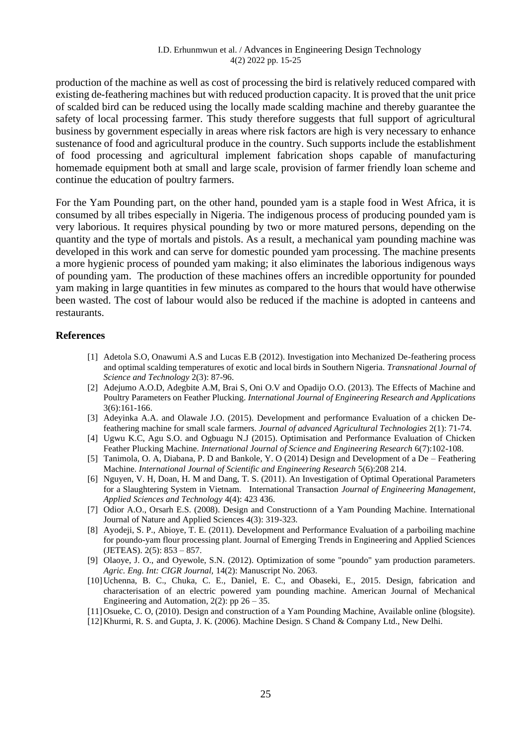production of the machine as well as cost of processing the bird is relatively reduced compared with existing de-feathering machines but with reduced production capacity. It is proved that the unit price of scalded bird can be reduced using the locally made scalding machine and thereby guarantee the safety of local processing farmer. This study therefore suggests that full support of agricultural business by government especially in areas where risk factors are high is very necessary to enhance sustenance of food and agricultural produce in the country. Such supports include the establishment of food processing and agricultural implement fabrication shops capable of manufacturing homemade equipment both at small and large scale, provision of farmer friendly loan scheme and continue the education of poultry farmers.

For the Yam Pounding part, on the other hand, pounded yam is a staple food in West Africa, it is consumed by all tribes especially in Nigeria. The indigenous process of producing pounded yam is very laborious. It requires physical pounding by two or more matured persons, depending on the quantity and the type of mortals and pistols. As a result, a mechanical yam pounding machine was developed in this work and can serve for domestic pounded yam processing. The machine presents a more hygienic process of pounded yam making; it also eliminates the laborious indigenous ways of pounding yam. The production of these machines offers an incredible opportunity for pounded yam making in large quantities in few minutes as compared to the hours that would have otherwise been wasted. The cost of labour would also be reduced if the machine is adopted in canteens and restaurants.

## References

[1] Adetola S.O, Onawumi A.S and Lucas E.B (2012). Investigation into Mechanized De-feathering process and optimal scalding temperatures of exotic and local birds in Southern Nigeria. *Transnational Journal of Science and Technology* 2(3): 87-96.

[2] Adejumo A.O.D, Adegbite A.M, Brai S, Oni O.V and Opadijo O.O. (2013). The Effects of Machine and Poultry Parameters on Feather Plucking. *International Journal of Engineering Research and Applications* 3(6):161-166.

[3] Adeyinka A.A. and Olawale J.O. (2015). Development and performance Evaluation of a chicken De-feathering machine for small scale farmers. *Journal of advanced Agricultural Technologies* 2(1): 71-74.

[4] Ugwu K.C, Agu S.O. and Ogbuagu N.J (2015). Optimisation and Performance Evaluation of Chicken Feather Plucking Machine. *International Journal of Science and Engineering Research* 6(7):102-108.

[5] Tanimola, O. A, Diabana, P. D and Bankole, Y. O (2014) Design and Development of a De – Feathering Machine. *International Journal of Scientific and Engineering Research* 5(6):208 214.

[6] Nguyen, V. H, Doan, H. M and Dang, T. S. (2011). An Investigation of Optimal Operational Parameters for a Slaughtering System in Vietnam. International Transaction *Journal of Engineering Management, Applied Sciences and Technology* 4(4): 423 436.

[7] Odior A.O., Orsarh E.S. (2008). Design and Constructionn of a Yam Pounding Machine. International Journal of Nature and Applied Sciences 4(3): 319-323.

[8] Ayodeji, S. P., Abioye, T. E. (2011). Development and Performance Evaluation of a parboiling machine for poundo-yam flour processing plant. Journal of Emerging Trends in Engineering and Applied Sciences (JETEAS). 2(5): 853 – 857.

[9] Olaoye, J. O., and Oyewole, S.N. (2012). Optimization of some "poundo" yam production parameters. *Agric. Eng. Int: CIGR Journal*, 14(2): Manuscript No. 2063.

[10] Uchenna, B. C., Chuka, C. E., Daniel, E. C., and Obaseki, E., 2015. Design, fabrication and characterisation of an electric powered yam pounding machine. American Journal of Mechanical Engineering and Automation, 2(2): pp 26 – 35.

[11] Osueke, C. O, (2010). Design and construction of a Yam Pounding Machine, Available online (blogsite).

[12] Khurmi, R. S. and Gupta, J. K. (2006). Machine Design. S Chand & Company Ltd., New Delhi.